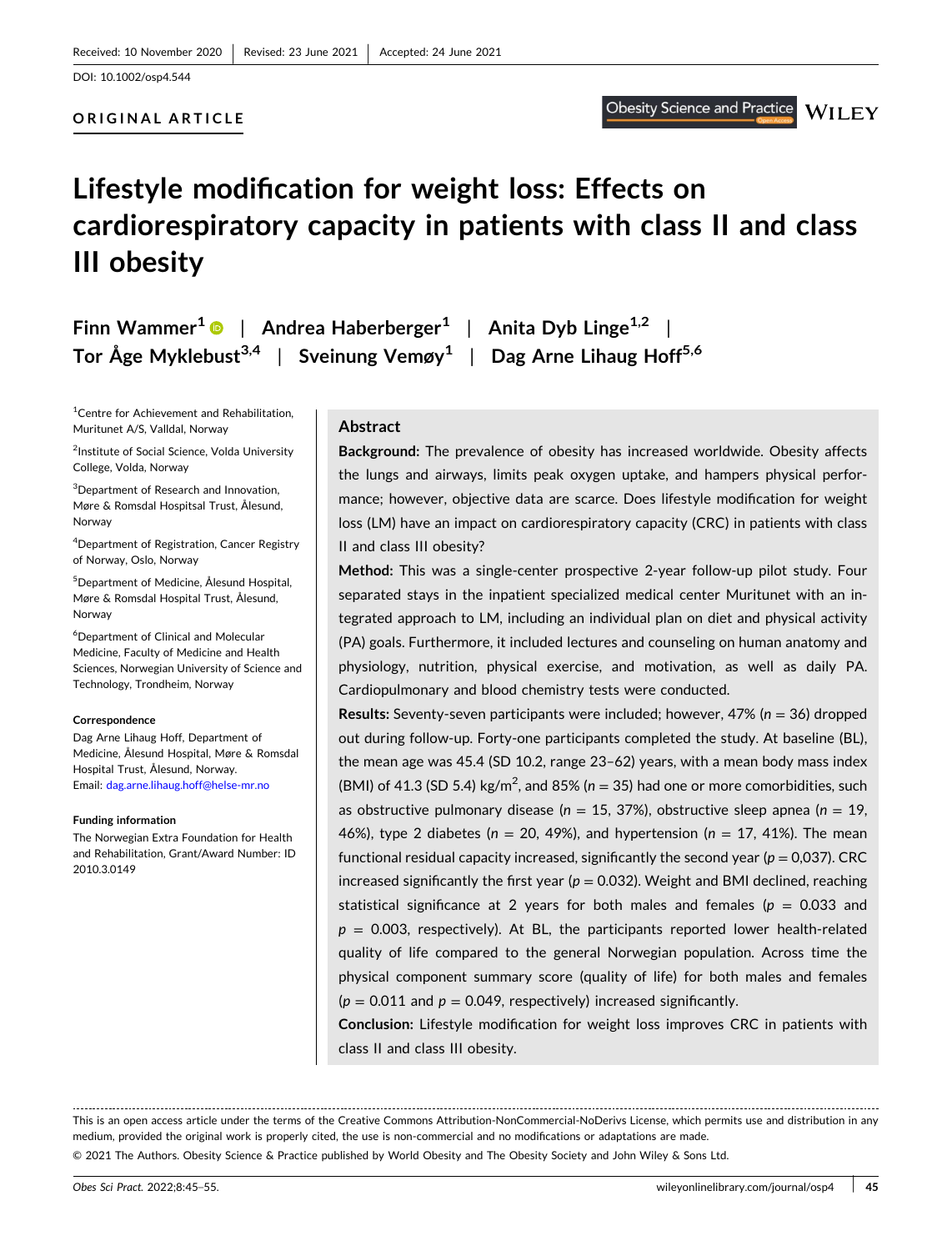Received: 10 November 2020 | Revised: 23 June 2021 | Accepted: 24 June 2021

DOI: 10.1002/osp4.544

ORIGINAL ARTICLE

# Lifestyle modification for weight loss: Effects on cardiorespiratory capacity in patients with class II and class III obesity

**Finn Wammer[1] | Andrea Haberberger[1] | Anita Dyb Linge[1,2] | Tor Åge Myklebust[3,4] | Sveinung Vemøy[1] | Dag Arne Lihaug Hoff[5,6]**

[1]Centre for Achievement and Rehabilitation, Muritunet A/S, Valldal, Norway

[2]Institute of Social Science, Volda University College, Volda, Norway

[3]Department of Research and Innovation, Møre & Romsdal Hospitsal Trust, Ålesund, Norway

[4]Department of Registration, Cancer Registry of Norway, Oslo, Norway

[5]Department of Medicine, Ålesund Hospital, Møre & Romsdal Hospital Trust, Ålesund, Norway

[6]Department of Clinical and Molecular Medicine, Faculty of Medicine and Health Sciences, Norwegian University of Science and Technology, Trondheim, Norway

**Correspondence**

Dag Arne Lihaug Hoff, Department of Medicine, Ålesund Hospital, Møre & Romsdal Hospital Trust, Ålesund, Norway.
Email: dag.arne.lihaug.hoff@helse-mr.no

**Funding information**

The Norwegian Extra Foundation for Health and Rehabilitation, Grant/Award Number: ID 2010.3.0149

## Abstract

**Background:** The prevalence of obesity has increased worldwide. Obesity affects the lungs and airways, limits peak oxygen uptake, and hampers physical performance; however, objective data are scarce. Does lifestyle modification for weight loss (LM) have an impact on cardiorespiratory capacity (CRC) in patients with class II and class III obesity?

**Method:** This was a single-center prospective 2-year follow-up pilot study. Four separated stays in the inpatient specialized medical center Muritunet with an integrated approach to LM, including an individual plan on diet and physical activity (PA) goals. Furthermore, it included lectures and counseling on human anatomy and physiology, nutrition, physical exercise, and motivation, as well as daily PA. Cardiopulmonary and blood chemistry tests were conducted.

**Results:** Seventy-seven participants were included; however, 47% ($n$ = 36) dropped out during follow-up. Forty-one participants completed the study. At baseline (BL), the mean age was 45.4 (SD 10.2, range 23–62) years, with a mean body mass index (BMI) of 41.3 (SD 5.4) kg/m$^2$, and 85% ($n$ = 35) had one or more comorbidities, such as obstructive pulmonary disease ($n$ = 15, 37%), obstructive sleep apnea ($n$ = 19, 46%), type 2 diabetes ($n$ = 20, 49%), and hypertension ($n$ = 17, 41%). The mean functional residual capacity increased, significantly the second year ($p$ = 0,037). CRC increased significantly the first year ($p$ = 0.032). Weight and BMI declined, reaching statistical significance at 2 years for both males and females ($p$ = 0.033 and $p$ = 0.003, respectively). At BL, the participants reported lower health-related quality of life compared to the general Norwegian population. Across time the physical component summary score (quality of life) for both males and females ($p$ = 0.011 and $p$ = 0.049, respectively) increased significantly.

**Conclusion:** Lifestyle modification for weight loss improves CRC in patients with class II and class III obesity.

This is an open access article under the terms of the Creative Commons Attribution-NonCommercial-NoDerivs License, which permits use and distribution in any medium, provided the original work is properly cited, the use is non-commercial and no modifications or adaptations are made.

© 2021 The Authors. Obesity Science & Practice published by World Obesity and The Obesity Society and John Wiley & Sons Ltd.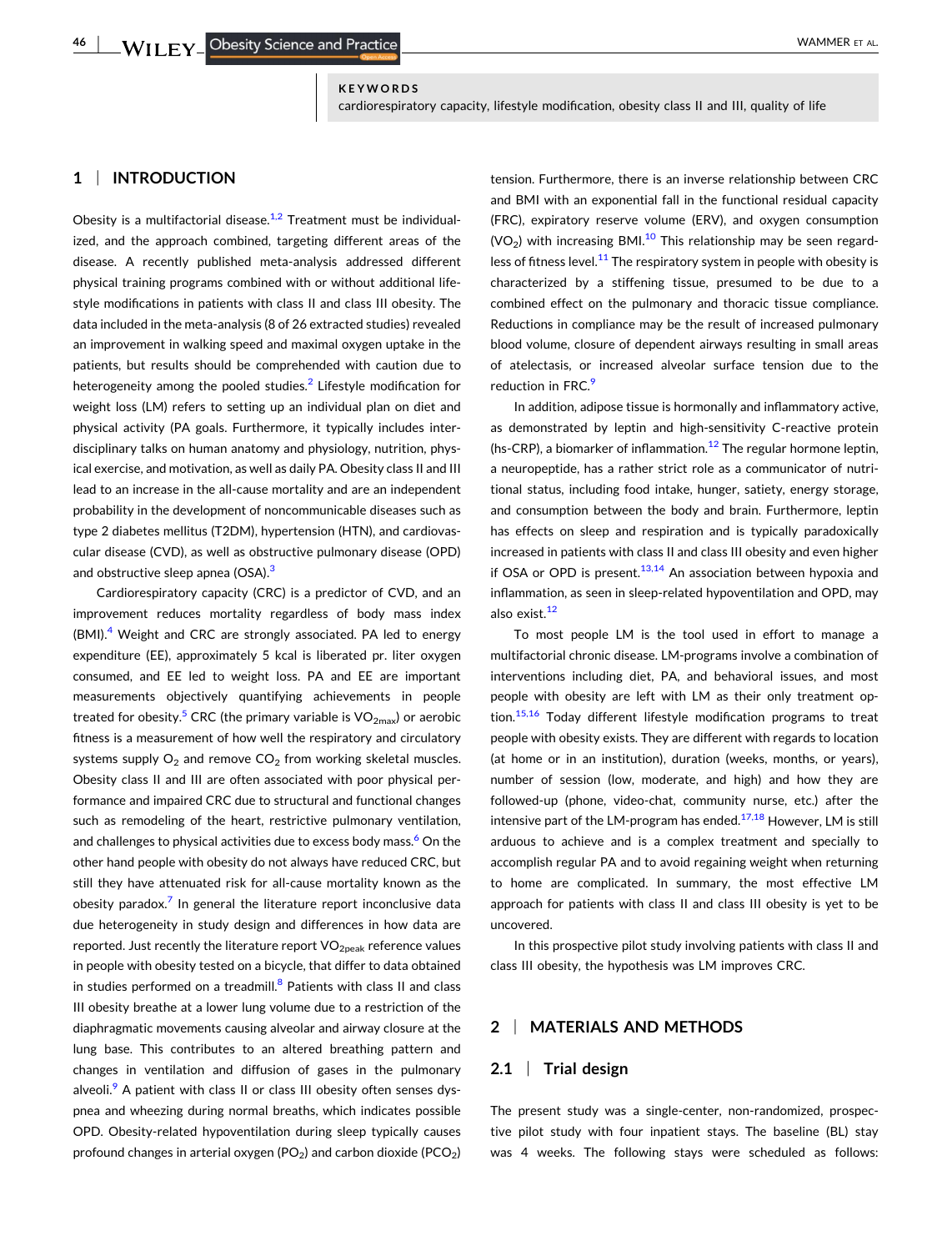**KEYWORDS**

cardiorespiratory capacity, lifestyle modification, obesity class II and III, quality of life

## 1 | INTRODUCTION

Obesity is a multifactorial disease.[1,2] Treatment must be individualized, and the approach combined, targeting different areas of the disease. A recently published meta-analysis addressed different physical training programs combined with or without additional lifestyle modifications in patients with class II and class III obesity. The data included in the meta-analysis (8 of 26 extracted studies) revealed an improvement in walking speed and maximal oxygen uptake in the patients, but results should be comprehended with caution due to heterogeneity among the pooled studies.[2] Lifestyle modification for weight loss (LM) refers to setting up an individual plan on diet and physical activity (PA goals. Furthermore, it typically includes interdisciplinary talks on human anatomy and physiology, nutrition, physical exercise, and motivation, as well as daily PA. Obesity class II and III lead to an increase in the all-cause mortality and are an independent probability in the development of noncommunicable diseases such as type 2 diabetes mellitus (T2DM), hypertension (HTN), and cardiovascular disease (CVD), as well as obstructive pulmonary disease (OPD) and obstructive sleep apnea (OSA).[3]

Cardiorespiratory capacity (CRC) is a predictor of CVD, and an improvement reduces mortality regardless of body mass index (BMI).[4] Weight and CRC are strongly associated. PA led to energy expenditure (EE), approximately 5 kcal is liberated pr. liter oxygen consumed, and EE led to weight loss. PA and EE are important measurements objectively quantifying achievements in people treated for obesity.[5] CRC (the primary variable is $VO_{2max}$) or aerobic fitness is a measurement of how well the respiratory and circulatory systems supply $O_2$ and remove $CO_2$ from working skeletal muscles. Obesity class II and III are often associated with poor physical performance and impaired CRC due to structural and functional changes such as remodeling of the heart, restrictive pulmonary ventilation, and challenges to physical activities due to excess body mass.[6] On the other hand people with obesity do not always have reduced CRC, but still they have attenuated risk for all-cause mortality known as the obesity paradox.[7] In general the literature report inconclusive data due heterogeneity in study design and differences in how data are reported. Just recently the literature report $VO_{2peak}$ reference values in people with obesity tested on a bicycle, that differ to data obtained in studies performed on a treadmill.[8] Patients with class II and class III obesity breathe at a lower lung volume due to a restriction of the diaphragmatic movements causing alveolar and airway closure at the lung base. This contributes to an altered breathing pattern and changes in ventilation and diffusion of gases in the pulmonary alveoli.[9] A patient with class II or class III obesity often senses dyspnea and wheezing during normal breaths, which indicates possible OPD. Obesity-related hypoventilation during sleep typically causes profound changes in arterial oxygen ($PO_2$) and carbon dioxide ($PCO_2$) tension. Furthermore, there is an inverse relationship between CRC and BMI with an exponential fall in the functional residual capacity (FRC), expiratory reserve volume (ERV), and oxygen consumption ($VO_2$) with increasing BMI.[10] This relationship may be seen regardless of fitness level.[11] The respiratory system in people with obesity is characterized by a stiffening tissue, presumed to be due to a combined effect on the pulmonary and thoracic tissue compliance. Reductions in compliance may be the result of increased pulmonary blood volume, closure of dependent airways resulting in small areas of atelectasis, or increased alveolar surface tension due to the reduction in FRC.[9]

In addition, adipose tissue is hormonally and inflammatory active, as demonstrated by leptin and high-sensitivity C-reactive protein (hs-CRP), a biomarker of inflammation.[12] The regular hormone leptin, a neuropeptide, has a rather strict role as a communicator of nutritional status, including food intake, hunger, satiety, energy storage, and consumption between the body and brain. Furthermore, leptin has effects on sleep and respiration and is typically paradoxically increased in patients with class II and class III obesity and even higher if OSA or OPD is present.[13,14] An association between hypoxia and inflammation, as seen in sleep-related hypoventilation and OPD, may also exist.[12]

To most people LM is the tool used in effort to manage a multifactorial chronic disease. LM-programs involve a combination of interventions including diet, PA, and behavioral issues, and most people with obesity are left with LM as their only treatment option.[15,16] Today different lifestyle modification programs to treat people with obesity exists. They are different with regards to location (at home or in an institution), duration (weeks, months, or years), number of session (low, moderate, and high) and how they are followed-up (phone, video-chat, community nurse, etc.) after the intensive part of the LM-program has ended.[17,18] However, LM is still arduous to achieve and is a complex treatment and specially to accomplish regular PA and to avoid regaining weight when returning to home are complicated. In summary, the most effective LM approach for patients with class II and class III obesity is yet to be uncovered.

In this prospective pilot study involving patients with class II and class III obesity, the hypothesis was LM improves CRC.

## 2 | MATERIALS AND METHODS

### 2.1 | Trial design

The present study was a single-center, non-randomized, prospective pilot study with four inpatient stays. The baseline (BL) stay was 4 weeks. The following stays were scheduled as follows: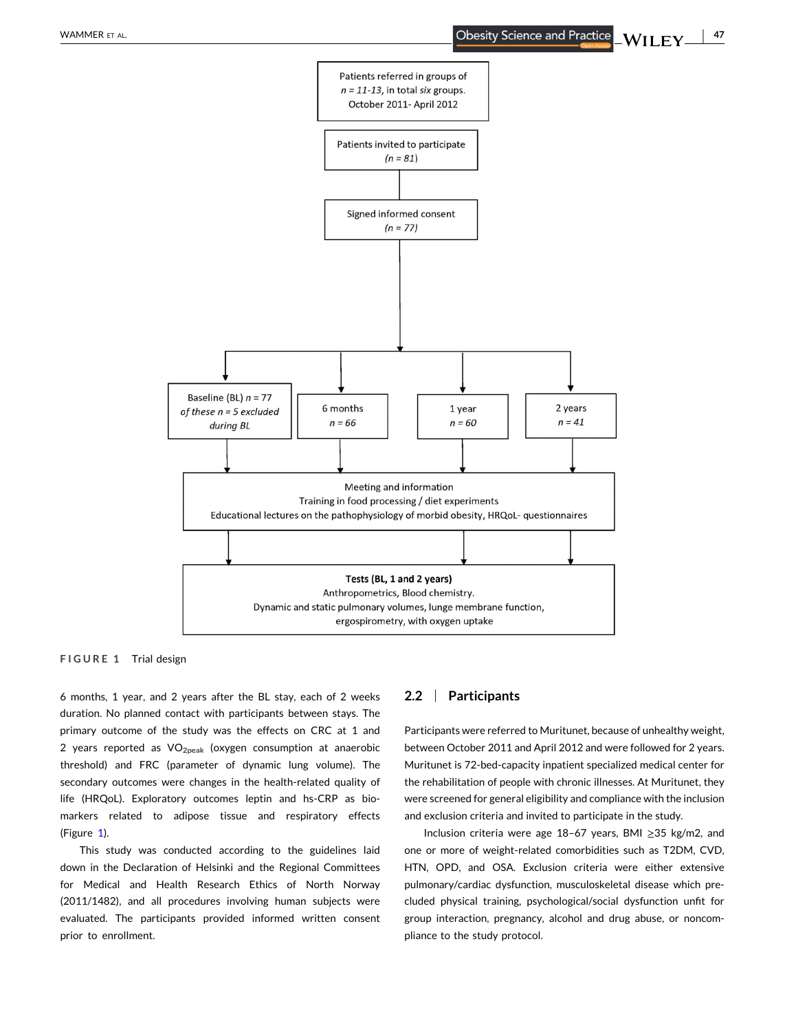Patients referred in groups of *n = 11-13*, in total *six* groups. October 2011- April 2012

Patients invited to participate (*n = 81*)

Signed informed consent (*n = 77*)

Baseline (BL) *n* = 77 *of these n = 5 excluded during BL*

6 months *n = 66*

1 year *n = 60*

2 years *n = 41*

Meeting and information
Training in food processing / diet experiments
Educational lectures on the pathophysiology of morbid obesity, HRQoL- questionnaires

**Tests (BL, 1 and 2 years)**
Anthropometrics, Blood chemistry.
Dynamic and static pulmonary volumes, lunge membrane function, ergospirometry, with oxygen uptake

FIGURE 1 Trial design

6 months, 1 year, and 2 years after the BL stay, each of 2 weeks duration. No planned contact with participants between stays. The primary outcome of the study was the effects on CRC at 1 and 2 years reported as $VO_{2peak}$ (oxygen consumption at anaerobic threshold) and FRC (parameter of dynamic lung volume). The secondary outcomes were changes in the health-related quality of life (HRQoL). Exploratory outcomes leptin and hs-CRP as biomarkers related to adipose tissue and respiratory effects (Figure 1).

This study was conducted according to the guidelines laid down in the Declaration of Helsinki and the Regional Committees for Medical and Health Research Ethics of North Norway (2011/1482), and all procedures involving human subjects were evaluated. The participants provided informed written consent prior to enrollment.

## 2.2 | Participants

Participants were referred to Muritunet, because of unhealthy weight, between October 2011 and April 2012 and were followed for 2 years. Muritunet is 72-bed-capacity inpatient specialized medical center for the rehabilitation of people with chronic illnesses. At Muritunet, they were screened for general eligibility and compliance with the inclusion and exclusion criteria and invited to participate in the study.

Inclusion criteria were age 18–67 years, BMI ≥35 kg/m2, and one or more of weight-related comorbidities such as T2DM, CVD, HTN, OPD, and OSA. Exclusion criteria were either extensive pulmonary/cardiac dysfunction, musculoskeletal disease which precluded physical training, psychological/social dysfunction unfit for group interaction, pregnancy, alcohol and drug abuse, or noncompliance to the study protocol.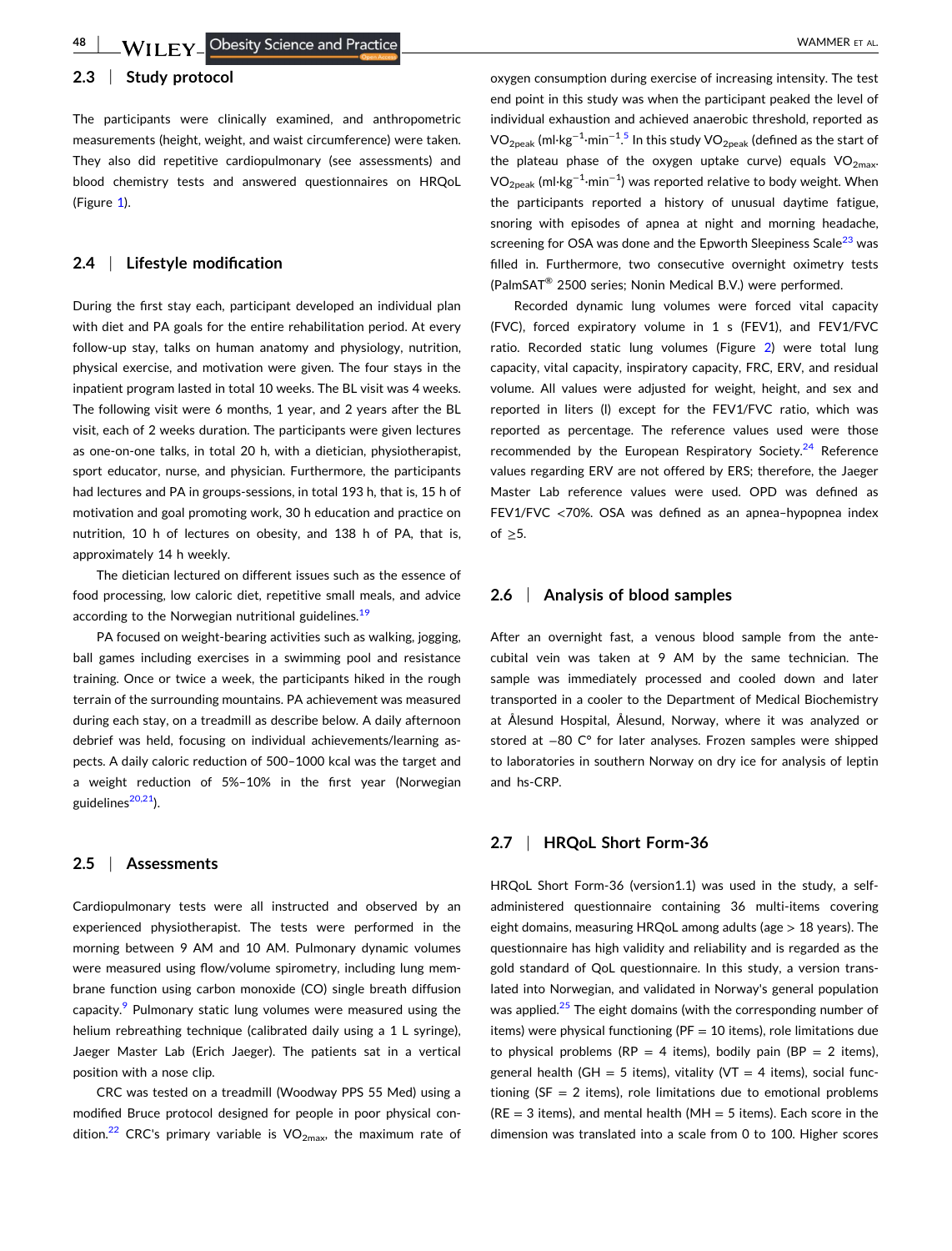## 2.3 | Study protocol

The participants were clinically examined, and anthropometric measurements (height, weight, and waist circumference) were taken. They also did repetitive cardiopulmonary (see assessments) and blood chemistry tests and answered questionnaires on HRQoL (Figure 1).

## 2.4 | Lifestyle modification

During the first stay each, participant developed an individual plan with diet and PA goals for the entire rehabilitation period. At every follow-up stay, talks on human anatomy and physiology, nutrition, physical exercise, and motivation were given. The four stays in the inpatient program lasted in total 10 weeks. The BL visit was 4 weeks. The following visit were 6 months, 1 year, and 2 years after the BL visit, each of 2 weeks duration. The participants were given lectures as one-on-one talks, in total 20 h, with a dietician, physiotherapist, sport educator, nurse, and physician. Furthermore, the participants had lectures and PA in groups-sessions, in total 193 h, that is, 15 h of motivation and goal promoting work, 30 h education and practice on nutrition, 10 h of lectures on obesity, and 138 h of PA, that is, approximately 14 h weekly.

The dietician lectured on different issues such as the essence of food processing, low caloric diet, repetitive small meals, and advice according to the Norwegian nutritional guidelines.[19]

PA focused on weight-bearing activities such as walking, jogging, ball games including exercises in a swimming pool and resistance training. Once or twice a week, the participants hiked in the rough terrain of the surrounding mountains. PA achievement was measured during each stay, on a treadmill as describe below. A daily afternoon debrief was held, focusing on individual achievements/learning aspects. A daily caloric reduction of 500–1000 kcal was the target and a weight reduction of 5%–10% in the first year (Norwegian guidelines[20,21]).

## 2.5 | Assessments

Cardiopulmonary tests were all instructed and observed by an experienced physiotherapist. The tests were performed in the morning between 9 AM and 10 AM. Pulmonary dynamic volumes were measured using flow/volume spirometry, including lung membrane function using carbon monoxide (CO) single breath diffusion capacity.[9] Pulmonary static lung volumes were measured using the helium rebreathing technique (calibrated daily using a 1 L syringe), Jaeger Master Lab (Erich Jaeger). The patients sat in a vertical position with a nose clip.

CRC was tested on a treadmill (Woodway PPS 55 Med) using a modified Bruce protocol designed for people in poor physical condition.[22] CRC's primary variable is $VO_{2max}$, the maximum rate of oxygen consumption during exercise of increasing intensity. The test end point in this study was when the participant peaked the level of individual exhaustion and achieved anaerobic threshold, reported as $VO_{2peak}$ ($ml \cdot kg^{-1} \cdot min^{-1}$).[5] In this study $VO_{2peak}$ (defined as the start of the plateau phase of the oxygen uptake curve) equals $VO_{2max}$. $VO_{2peak}$ ($ml \cdot kg^{-1} \cdot min^{-1}$) was reported relative to body weight. When the participants reported a history of unusual daytime fatigue, snoring with episodes of apnea at night and morning headache, screening for OSA was done and the Epworth Sleepiness Scale[23] was filled in. Furthermore, two consecutive overnight oximetry tests (PalmSAT® 2500 series; Nonin Medical B.V.) were performed.

Recorded dynamic lung volumes were forced vital capacity (FVC), forced expiratory volume in 1 s (FEV1), and FEV1/FVC ratio. Recorded static lung volumes (Figure 2) were total lung capacity, vital capacity, inspiratory capacity, FRC, ERV, and residual volume. All values were adjusted for weight, height, and sex and reported in liters (l) except for the FEV1/FVC ratio, which was reported as percentage. The reference values used were those recommended by the European Respiratory Society.[24] Reference values regarding ERV are not offered by ERS; therefore, the Jaeger Master Lab reference values were used. OPD was defined as FEV1/FVC <70%. OSA was defined as an apnea–hypopnea index of ≥5.

## 2.6 | Analysis of blood samples

After an overnight fast, a venous blood sample from the antecubital vein was taken at 9 AM by the same technician. The sample was immediately processed and cooled down and later transported in a cooler to the Department of Medical Biochemistry at Ålesund Hospital, Ålesund, Norway, where it was analyzed or stored at −80 C° for later analyses. Frozen samples were shipped to laboratories in southern Norway on dry ice for analysis of leptin and hs-CRP.

## 2.7 | HRQoL Short Form-36

HRQoL Short Form-36 (version1.1) was used in the study, a self-administered questionnaire containing 36 multi-items covering eight domains, measuring HRQoL among adults (age > 18 years). The questionnaire has high validity and reliability and is regarded as the gold standard of QoL questionnaire. In this study, a version translated into Norwegian, and validated in Norway's general population was applied.[25] The eight domains (with the corresponding number of items) were physical functioning (PF = 10 items), role limitations due to physical problems (RP = 4 items), bodily pain (BP = 2 items), general health (GH = 5 items), vitality (VT = 4 items), social functioning (SF = 2 items), role limitations due to emotional problems (RE = 3 items), and mental health (MH = 5 items). Each score in the dimension was translated into a scale from 0 to 100. Higher scores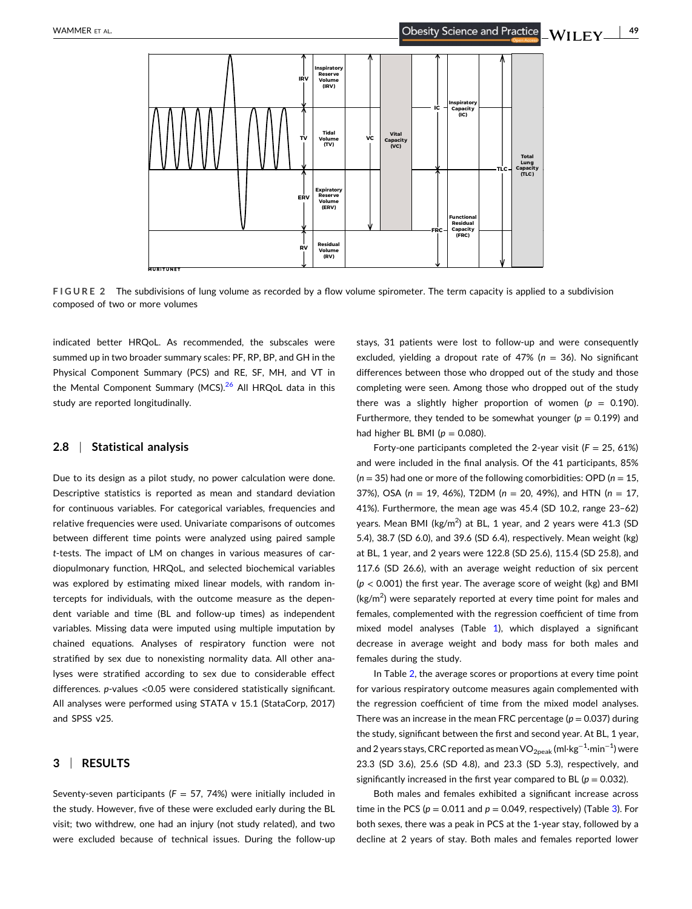FIGURE 2 The subdivisions of lung volume as recorded by a flow volume spirometer. The term capacity is applied to a subdivision composed of two or more volumes

indicated better HRQoL. As recommended, the subscales were summed up in two broader summary scales: PF, RP, BP, and GH in the Physical Component Summary (PCS) and RE, SF, MH, and VT in the Mental Component Summary (MCS).[26] All HRQoL data in this study are reported longitudinally.

## 2.8 | Statistical analysis

Due to its design as a pilot study, no power calculation were done. Descriptive statistics is reported as mean and standard deviation for continuous variables. For categorical variables, frequencies and relative frequencies were used. Univariate comparisons of outcomes between different time points were analyzed using paired sample *t*-tests. The impact of LM on changes in various measures of cardiopulmonary function, HRQoL, and selected biochemical variables was explored by estimating mixed linear models, with random intercepts for individuals, with the outcome measure as the dependent variable and time (BL and follow-up times) as independent variables. Missing data were imputed using multiple imputation by chained equations. Analyses of respiratory function were not stratified by sex due to nonexisting normality data. All other analyses were stratified according to sex due to considerable effect differences. *p*-values <0.05 were considered statistically significant. All analyses were performed using STATA v 15.1 (StataCorp, 2017) and SPSS v25.

# 3 | RESULTS

Seventy-seven participants ($F$ = 57, 74%) were initially included in the study. However, five of these were excluded early during the BL visit; two withdrew, one had an injury (not study related), and two were excluded because of technical issues. During the follow-up stays, 31 patients were lost to follow-up and were consequently excluded, yielding a dropout rate of 47% ($n$ = 36). No significant differences between those who dropped out of the study and those completing were seen. Among those who dropped out of the study there was a slightly higher proportion of women ($p$ = 0.190). Furthermore, they tended to be somewhat younger ($p$ = 0.199) and had higher BL BMI ($p$ = 0.080).

Forty-one participants completed the 2-year visit ($F$ = 25, 61%) and were included in the final analysis. Of the 41 participants, 85% ($n$ = 35) had one or more of the following comorbidities: OPD ($n$ = 15, 37%), OSA ($n$ = 19, 46%), T2DM ($n$ = 20, 49%), and HTN ($n$ = 17, 41%). Furthermore, the mean age was 45.4 (SD 10.2, range 23–62) years. Mean BMI (kg/m$^2$) at BL, 1 year, and 2 years were 41.3 (SD 5.4), 38.7 (SD 6.0), and 39.6 (SD 6.4), respectively. Mean weight (kg) at BL, 1 year, and 2 years were 122.8 (SD 25.6), 115.4 (SD 25.8), and 117.6 (SD 26.6), with an average weight reduction of six percent ($p$ < 0.001) the first year. The average score of weight (kg) and BMI (kg/m$^2$) were separately reported at every time point for males and females, complemented with the regression coefficient of time from mixed model analyses (Table 1), which displayed a significant decrease in average weight and body mass for both males and females during the study.

In Table 2, the average scores or proportions at every time point for various respiratory outcome measures again complemented with the regression coefficient of time from the mixed model analyses. There was an increase in the mean FRC percentage ($p$ = 0.037) during the study, significant between the first and second year. At BL, 1 year, and 2 years stays, CRC reported as mean $VO_{2peak}$ (ml·kg$^{-1}$·min$^{-1}$) were 23.3 (SD 3.6), 25.6 (SD 4.8), and 23.3 (SD 5.3), respectively, and significantly increased in the first year compared to BL ($p$ = 0.032).

Both males and females exhibited a significant increase across time in the PCS ($p$ = 0.011 and $p$ = 0.049, respectively) (Table 3). For both sexes, there was a peak in PCS at the 1-year stay, followed by a decline at 2 years of stay. Both males and females reported lower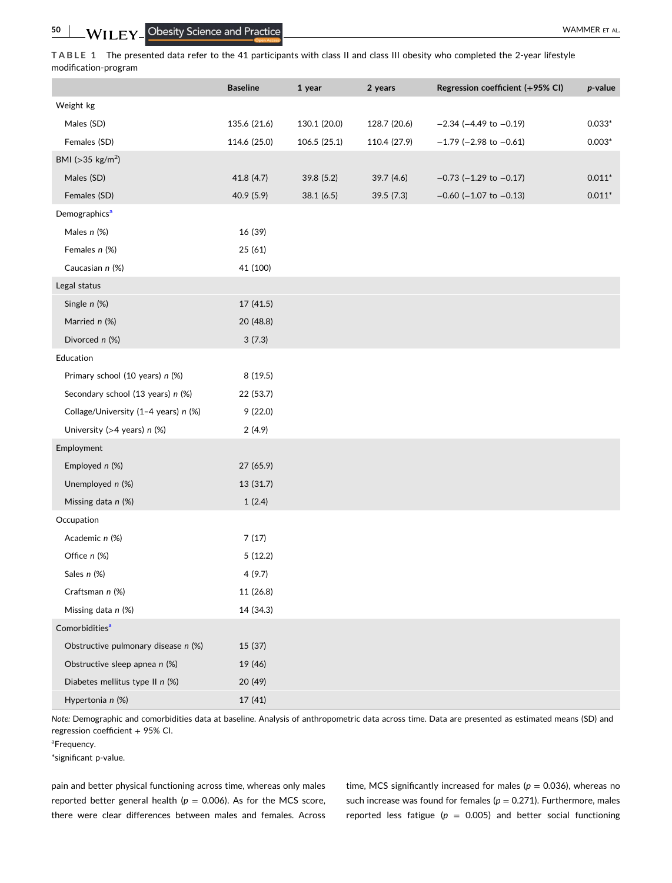**TABLE 1** The presented data refer to the 41 participants with class II and class III obesity who completed the 2-year lifestyle modification-program

| | Baseline | 1 year | 2 years | Regression coefficient (+95% CI) | *p*-value |
|---|---|---|---|---|---|
| Weight kg | | | | | |
| Males (SD) | 135.6 (21.6) | 130.1 (20.0) | 128.7 (20.6) | −2.34 (−4.49 to −0.19) | 0.033* |
| Females (SD) | 114.6 (25.0) | 106.5 (25.1) | 110.4 (27.9) | −1.79 (−2.98 to −0.61) | 0.003* |
| BMI (>35 kg/m$^2$) | | | | | |
| Males (SD) | 41.8 (4.7) | 39.8 (5.2) | 39.7 (4.6) | −0.73 (−1.29 to −0.17) | 0.011* |
| Females (SD) | 40.9 (5.9) | 38.1 (6.5) | 39.5 (7.3) | −0.60 (−1.07 to −0.13) | 0.011* |
| Demographics[a] | | | | | |
| Males *n* (%) | 16 (39) | | | | |
| Females *n* (%) | 25 (61) | | | | |
| Caucasian *n* (%) | 41 (100) | | | | |
| Legal status | | | | | |
| Single *n* (%) | 17 (41.5) | | | | |
| Married *n* (%) | 20 (48.8) | | | | |
| Divorced *n* (%) | 3 (7.3) | | | | |
| Education | | | | | |
| Primary school (10 years) *n* (%) | 8 (19.5) | | | | |
| Secondary school (13 years) *n* (%) | 22 (53.7) | | | | |
| Collage/University (1–4 years) *n* (%) | 9 (22.0) | | | | |
| University (>4 years) *n* (%) | 2 (4.9) | | | | |
| Employment | | | | | |
| Employed *n* (%) | 27 (65.9) | | | | |
| Unemployed *n* (%) | 13 (31.7) | | | | |
| Missing data *n* (%) | 1 (2.4) | | | | |
| Occupation | | | | | |
| Academic *n* (%) | 7 (17) | | | | |
| Office *n* (%) | 5 (12.2) | | | | |
| Sales *n* (%) | 4 (9.7) | | | | |
| Craftsman *n* (%) | 11 (26.8) | | | | |
| Missing data *n* (%) | 14 (34.3) | | | | |
| Comorbidities[a] | | | | | |
| Obstructive pulmonary disease *n* (%) | 15 (37) | | | | |
| Obstructive sleep apnea *n* (%) | 19 (46) | | | | |
| Diabetes mellitus type II *n* (%) | 20 (49) | | | | |
| Hypertonia *n* (%) | 17 (41) | | | | |

*Note:* Demographic and comorbidities data at baseline. Analysis of anthropometric data across time. Data are presented as estimated means (SD) and regression coefficient + 95% CI.

[a]Frequency.

*significant p-value.

pain and better physical functioning across time, whereas only males reported better general health ($p = 0.006$). As for the MCS score, there were clear differences between males and females. Across time, MCS significantly increased for males ($p = 0.036$), whereas no such increase was found for females ($p = 0.271$). Furthermore, males reported less fatigue ($p = 0.005$) and better social functioning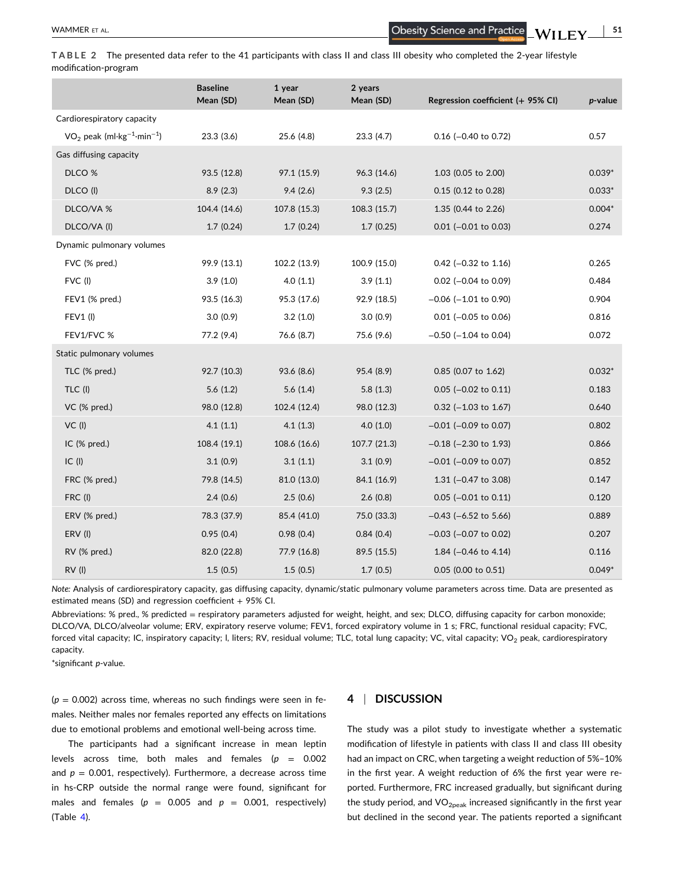**TABLE 2** The presented data refer to the 41 participants with class II and class III obesity who completed the 2-year lifestyle modification-program

| | Baseline Mean (SD) | 1 year Mean (SD) | 2 years Mean (SD) | Regression coefficient (+ 95% CI) | *p*-value |
|---|---|---|---|---|---|
| Cardiorespiratory capacity | | | | | |
| $VO_2$ peak ($ml{\cdot}kg^{-1}{\cdot}min^{-1}$) | 23.3 (3.6) | 25.6 (4.8) | 23.3 (4.7) | 0.16 (−0.40 to 0.72) | 0.57 |
| Gas diffusing capacity | | | | | |
| DLCO % | 93.5 (12.8) | 97.1 (15.9) | 96.3 (14.6) | 1.03 (0.05 to 2.00) | 0.039* |
| DLCO (l) | 8.9 (2.3) | 9.4 (2.6) | 9.3 (2.5) | 0.15 (0.12 to 0.28) | 0.033* |
| DLCO/VA % | 104.4 (14.6) | 107.8 (15.3) | 108.3 (15.7) | 1.35 (0.44 to 2.26) | 0.004* |
| DLCO/VA (l) | 1.7 (0.24) | 1.7 (0.24) | 1.7 (0.25) | 0.01 (−0.01 to 0.03) | 0.274 |
| Dynamic pulmonary volumes | | | | | |
| FVC (% pred.) | 99.9 (13.1) | 102.2 (13.9) | 100.9 (15.0) | 0.42 (−0.32 to 1.16) | 0.265 |
| FVC (l) | 3.9 (1.0) | 4.0 (1.1) | 3.9 (1.1) | 0.02 (−0.04 to 0.09) | 0.484 |
| FEV1 (% pred.) | 93.5 (16.3) | 95.3 (17.6) | 92.9 (18.5) | −0.06 (−1.01 to 0.90) | 0.904 |
| FEV1 (l) | 3.0 (0.9) | 3.2 (1.0) | 3.0 (0.9) | 0.01 (−0.05 to 0.06) | 0.816 |
| FEV1/FVC % | 77.2 (9.4) | 76.6 (8.7) | 75.6 (9.6) | −0.50 (−1.04 to 0.04) | 0.072 |
| Static pulmonary volumes | | | | | |
| TLC (% pred.) | 92.7 (10.3) | 93.6 (8.6) | 95.4 (8.9) | 0.85 (0.07 to 1.62) | 0.032* |
| TLC (l) | 5.6 (1.2) | 5.6 (1.4) | 5.8 (1.3) | 0.05 (−0.02 to 0.11) | 0.183 |
| VC (% pred.) | 98.0 (12.8) | 102.4 (12.4) | 98.0 (12.3) | 0.32 (−1.03 to 1.67) | 0.640 |
| VC (l) | 4.1 (1.1) | 4.1 (1.3) | 4.0 (1.0) | −0.01 (−0.09 to 0.07) | 0.802 |
| IC (% pred.) | 108.4 (19.1) | 108.6 (16.6) | 107.7 (21.3) | −0.18 (−2.30 to 1.93) | 0.866 |
| IC (l) | 3.1 (0.9) | 3.1 (1.1) | 3.1 (0.9) | −0.01 (−0.09 to 0.07) | 0.852 |
| FRC (% pred.) | 79.8 (14.5) | 81.0 (13.0) | 84.1 (16.9) | 1.31 (−0.47 to 3.08) | 0.147 |
| FRC (l) | 2.4 (0.6) | 2.5 (0.6) | 2.6 (0.8) | 0.05 (−0.01 to 0.11) | 0.120 |
| ERV (% pred.) | 78.3 (37.9) | 85.4 (41.0) | 75.0 (33.3) | −0.43 (−6.52 to 5.66) | 0.889 |
| ERV (l) | 0.95 (0.4) | 0.98 (0.4) | 0.84 (0.4) | −0.03 (−0.07 to 0.02) | 0.207 |
| RV (% pred.) | 82.0 (22.8) | 77.9 (16.8) | 89.5 (15.5) | 1.84 (−0.46 to 4.14) | 0.116 |
| RV (l) | 1.5 (0.5) | 1.5 (0.5) | 1.7 (0.5) | 0.05 (0.00 to 0.51) | 0.049* |

*Note:* Analysis of cardiorespiratory capacity, gas diffusing capacity, dynamic/static pulmonary volume parameters across time. Data are presented as estimated means (SD) and regression coefficient + 95% CI.

Abbreviations: % pred., % predicted = respiratory parameters adjusted for weight, height, and sex; DLCO, diffusing capacity for carbon monoxide; DLCO/VA, DLCO/alveolar volume; ERV, expiratory reserve volume; FEV1, forced expiratory volume in 1 s; FRC, functional residual capacity; FVC, forced vital capacity; IC, inspiratory capacity; l, liters; RV, residual volume; TLC, total lung capacity; VC, vital capacity; $VO_2$ peak, cardiorespiratory capacity.

*significant *p*-value.

($p = 0.002$) across time, whereas no such findings were seen in females. Neither males nor females reported any effects on limitations due to emotional problems and emotional well-being across time.

The participants had a significant increase in mean leptin levels across time, both males and females ($p = 0.002$ and $p = 0.001$, respectively). Furthermore, a decrease across time in hs-CRP outside the normal range were found, significant for males and females ($p = 0.005$ and $p = 0.001$, respectively) (Table 4).

## 4 | DISCUSSION

The study was a pilot study to investigate whether a systematic modification of lifestyle in patients with class II and class III obesity had an impact on CRC, when targeting a weight reduction of 5%–10% in the first year. A weight reduction of 6% the first year were reported. Furthermore, FRC increased gradually, but significant during the study period, and $VO_{2peak}$ increased significantly in the first year but declined in the second year. The patients reported a significant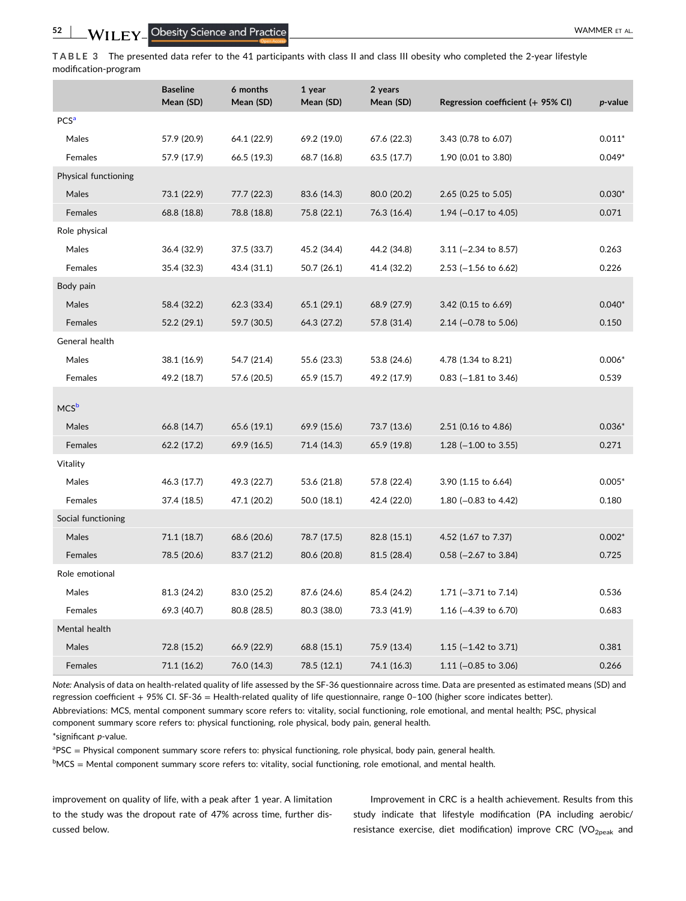**TABLE 3** The presented data refer to the 41 participants with class II and class III obesity who completed the 2-year lifestyle modification-program

| | Baseline Mean (SD) | 6 months Mean (SD) | 1 year Mean (SD) | 2 years Mean (SD) | Regression coefficient (+ 95% CI) | *p*-value |
|---|---|---|---|---|---|---|
| PCS[a] | | | | | | |
| Males | 57.9 (20.9) | 64.1 (22.9) | 69.2 (19.0) | 67.6 (22.3) | 3.43 (0.78 to 6.07) | 0.011* |
| Females | 57.9 (17.9) | 66.5 (19.3) | 68.7 (16.8) | 63.5 (17.7) | 1.90 (0.01 to 3.80) | 0.049* |
| Physical functioning | | | | | | |
| Males | 73.1 (22.9) | 77.7 (22.3) | 83.6 (14.3) | 80.0 (20.2) | 2.65 (0.25 to 5.05) | 0.030* |
| Females | 68.8 (18.8) | 78.8 (18.8) | 75.8 (22.1) | 76.3 (16.4) | 1.94 (−0.17 to 4.05) | 0.071 |
| Role physical | | | | | | |
| Males | 36.4 (32.9) | 37.5 (33.7) | 45.2 (34.4) | 44.2 (34.8) | 3.11 (−2.34 to 8.57) | 0.263 |
| Females | 35.4 (32.3) | 43.4 (31.1) | 50.7 (26.1) | 41.4 (32.2) | 2.53 (−1.56 to 6.62) | 0.226 |
| Body pain | | | | | | |
| Males | 58.4 (32.2) | 62.3 (33.4) | 65.1 (29.1) | 68.9 (27.9) | 3.42 (0.15 to 6.69) | 0.040* |
| Females | 52.2 (29.1) | 59.7 (30.5) | 64.3 (27.2) | 57.8 (31.4) | 2.14 (−0.78 to 5.06) | 0.150 |
| General health | | | | | | |
| Males | 38.1 (16.9) | 54.7 (21.4) | 55.6 (23.3) | 53.8 (24.6) | 4.78 (1.34 to 8.21) | 0.006* |
| Females | 49.2 (18.7) | 57.6 (20.5) | 65.9 (15.7) | 49.2 (17.9) | 0.83 (−1.81 to 3.46) | 0.539 |
| MCS[b] | | | | | | |
| Males | 66.8 (14.7) | 65.6 (19.1) | 69.9 (15.6) | 73.7 (13.6) | 2.51 (0.16 to 4.86) | 0.036* |
| Females | 62.2 (17.2) | 69.9 (16.5) | 71.4 (14.3) | 65.9 (19.8) | 1.28 (−1.00 to 3.55) | 0.271 |
| Vitality | | | | | | |
| Males | 46.3 (17.7) | 49.3 (22.7) | 53.6 (21.8) | 57.8 (22.4) | 3.90 (1.15 to 6.64) | 0.005* |
| Females | 37.4 (18.5) | 47.1 (20.2) | 50.0 (18.1) | 42.4 (22.0) | 1.80 (−0.83 to 4.42) | 0.180 |
| Social functioning | | | | | | |
| Males | 71.1 (18.7) | 68.6 (20.6) | 78.7 (17.5) | 82.8 (15.1) | 4.52 (1.67 to 7.37) | 0.002* |
| Females | 78.5 (20.6) | 83.7 (21.2) | 80.6 (20.8) | 81.5 (28.4) | 0.58 (−2.67 to 3.84) | 0.725 |
| Role emotional | | | | | | |
| Males | 81.3 (24.2) | 83.0 (25.2) | 87.6 (24.6) | 85.4 (24.2) | 1.71 (−3.71 to 7.14) | 0.536 |
| Females | 69.3 (40.7) | 80.8 (28.5) | 80.3 (38.0) | 73.3 (41.9) | 1.16 (−4.39 to 6.70) | 0.683 |
| Mental health | | | | | | |
| Males | 72.8 (15.2) | 66.9 (22.9) | 68.8 (15.1) | 75.9 (13.4) | 1.15 (−1.42 to 3.71) | 0.381 |
| Females | 71.1 (16.2) | 76.0 (14.3) | 78.5 (12.1) | 74.1 (16.3) | 1.11 (−0.85 to 3.06) | 0.266 |

*Note:* Analysis of data on health-related quality of life assessed by the SF-36 questionnaire across time. Data are presented as estimated means (SD) and regression coefficient + 95% CI. SF-36 = Health-related quality of life questionnaire, range 0–100 (higher score indicates better).

Abbreviations: MCS, mental component summary score refers to: vitality, social functioning, role emotional, and mental health; PSC, physical component summary score refers to: physical functioning, role physical, body pain, general health.

*significant *p*-value.

[a]PSC = Physical component summary score refers to: physical functioning, role physical, body pain, general health.

[b]MCS = Mental component summary score refers to: vitality, social functioning, role emotional, and mental health.

improvement on quality of life, with a peak after 1 year. A limitation to the study was the dropout rate of 47% across time, further discussed below.

Improvement in CRC is a health achievement. Results from this study indicate that lifestyle modification (PA including aerobic/resistance exercise, diet modification) improve CRC ($VO_{2peak}$ and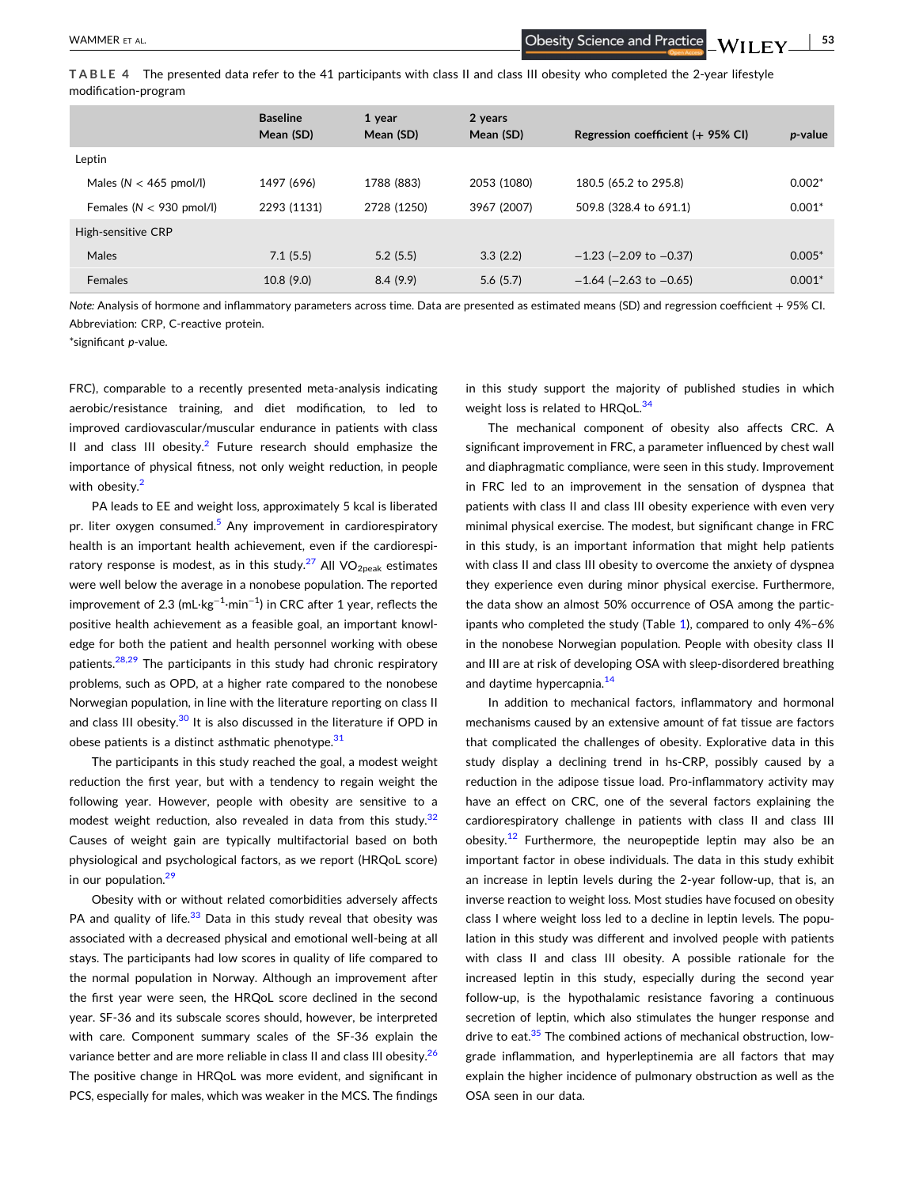**TABLE 4** The presented data refer to the 41 participants with class II and class III obesity who completed the 2-year lifestyle modification-program

| | Baseline Mean (SD) | 1 year Mean (SD) | 2 years Mean (SD) | Regression coefficient (+ 95% CI) | *p*-value |
|---|---|---|---|---|---|
| Leptin | | | | | |
| Males (N < 465 pmol/l) | 1497 (696) | 1788 (883) | 2053 (1080) | 180.5 (65.2 to 295.8) | 0.002* |
| Females (N < 930 pmol/l) | 2293 (1131) | 2728 (1250) | 3967 (2007) | 509.8 (328.4 to 691.1) | 0.001* |
| High-sensitive CRP | | | | | |
| Males | 7.1 (5.5) | 5.2 (5.5) | 3.3 (2.2) | −1.23 (−2.09 to −0.37) | 0.005* |
| Females | 10.8 (9.0) | 8.4 (9.9) | 5.6 (5.7) | −1.64 (−2.63 to −0.65) | 0.001* |

*Note:* Analysis of hormone and inflammatory parameters across time. Data are presented as estimated means (SD) and regression coefficient + 95% CI.
Abbreviation: CRP, C-reactive protein.
*significant *p*-value.

FRC), comparable to a recently presented meta-analysis indicating aerobic/resistance training, and diet modification, to led to improved cardiovascular/muscular endurance in patients with class II and class III obesity.[2] Future research should emphasize the importance of physical fitness, not only weight reduction, in people with obesity.[2]

PA leads to EE and weight loss, approximately 5 kcal is liberated pr. liter oxygen consumed.[5] Any improvement in cardiorespiratory health is an important health achievement, even if the cardiorespiratory response is modest, as in this study.[27] All $VO_{2peak}$ estimates were well below the average in a nonobese population. The reported improvement of 2.3 ($mL \cdot kg^{-1} \cdot min^{-1}$) in CRC after 1 year, reflects the positive health achievement as a feasible goal, an important knowledge for both the patient and health personnel working with obese patients.[28,29] The participants in this study had chronic respiratory problems, such as OPD, at a higher rate compared to the nonobese Norwegian population, in line with the literature reporting on class II and class III obesity.[30] It is also discussed in the literature if OPD in obese patients is a distinct asthmatic phenotype.[31]

The participants in this study reached the goal, a modest weight reduction the first year, but with a tendency to regain weight the following year. However, people with obesity are sensitive to a modest weight reduction, also revealed in data from this study.[32] Causes of weight gain are typically multifactorial based on both physiological and psychological factors, as we report (HRQoL score) in our population.[29]

Obesity with or without related comorbidities adversely affects PA and quality of life.[33] Data in this study reveal that obesity was associated with a decreased physical and emotional well-being at all stays. The participants had low scores in quality of life compared to the normal population in Norway. Although an improvement after the first year were seen, the HRQoL score declined in the second year. SF-36 and its subscale scores should, however, be interpreted with care. Component summary scales of the SF-36 explain the variance better and are more reliable in class II and class III obesity.[26] The positive change in HRQoL was more evident, and significant in PCS, especially for males, which was weaker in the MCS. The findings in this study support the majority of published studies in which weight loss is related to HRQoL.[34]

The mechanical component of obesity also affects CRC. A significant improvement in FRC, a parameter influenced by chest wall and diaphragmatic compliance, were seen in this study. Improvement in FRC led to an improvement in the sensation of dyspnea that patients with class II and class III obesity experience with even very minimal physical exercise. The modest, but significant change in FRC in this study, is an important information that might help patients with class II and class III obesity to overcome the anxiety of dyspnea they experience even during minor physical exercise. Furthermore, the data show an almost 50% occurrence of OSA among the participants who completed the study (Table 1), compared to only 4%–6% in the nonobese Norwegian population. People with obesity class II and III are at risk of developing OSA with sleep-disordered breathing and daytime hypercapnia.[14]

In addition to mechanical factors, inflammatory and hormonal mechanisms caused by an extensive amount of fat tissue are factors that complicated the challenges of obesity. Explorative data in this study display a declining trend in hs-CRP, possibly caused by a reduction in the adipose tissue load. Pro-inflammatory activity may have an effect on CRC, one of the several factors explaining the cardiorespiratory challenge in patients with class II and class III obesity.[12] Furthermore, the neuropeptide leptin may also be an important factor in obese individuals. The data in this study exhibit an increase in leptin levels during the 2-year follow-up, that is, an inverse reaction to weight loss. Most studies have focused on obesity class I where weight loss led to a decline in leptin levels. The population in this study was different and involved people with patients with class II and class III obesity. A possible rationale for the increased leptin in this study, especially during the second year follow-up, is the hypothalamic resistance favoring a continuous secretion of leptin, which also stimulates the hunger response and drive to eat.[35] The combined actions of mechanical obstruction, low-grade inflammation, and hyperleptinemia are all factors that may explain the higher incidence of pulmonary obstruction as well as the OSA seen in our data.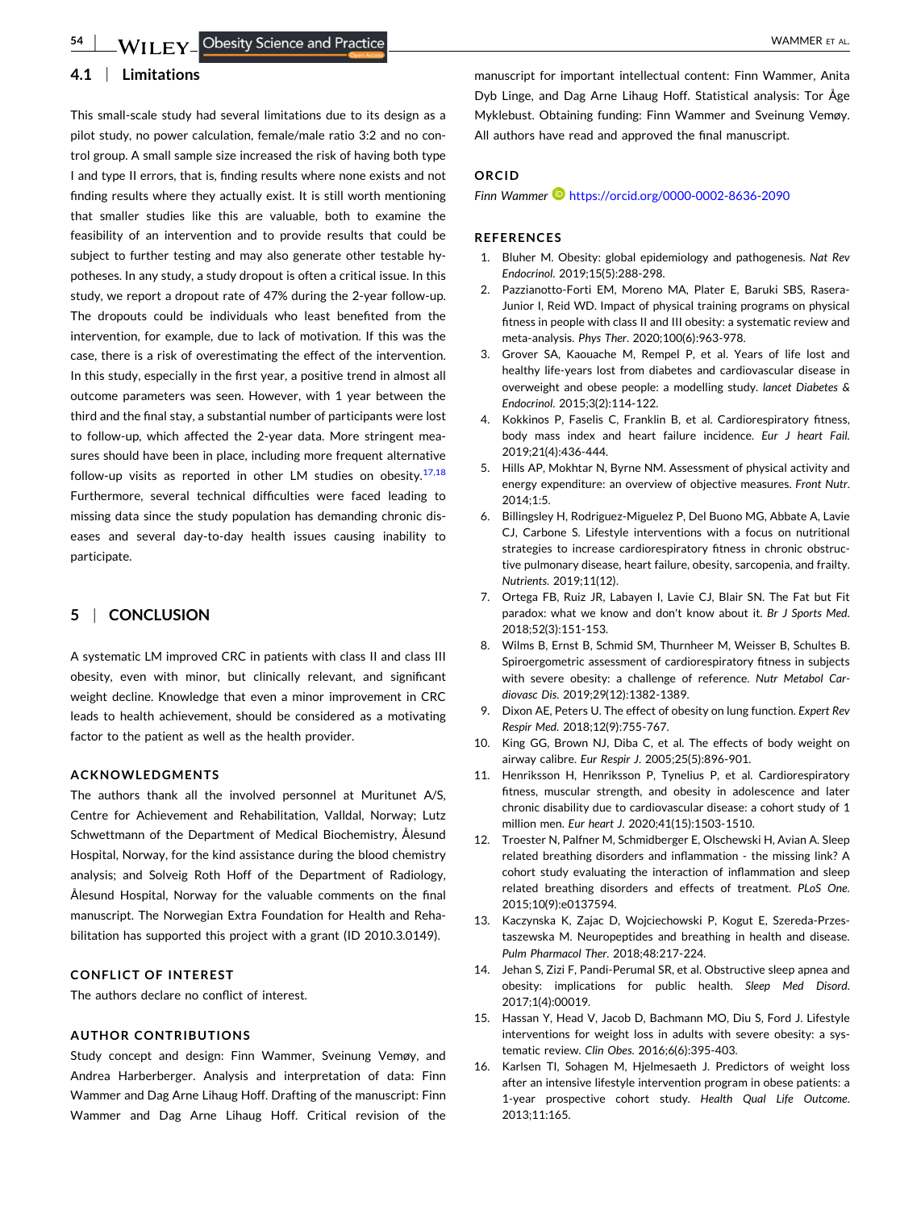### 4.1 | Limitations

This small-scale study had several limitations due to its design as a pilot study, no power calculation, female/male ratio 3:2 and no control group. A small sample size increased the risk of having both type I and type II errors, that is, finding results where none exists and not finding results where they actually exist. It is still worth mentioning that smaller studies like this are valuable, both to examine the feasibility of an intervention and to provide results that could be subject to further testing and may also generate other testable hypotheses. In any study, a study dropout is often a critical issue. In this study, we report a dropout rate of 47% during the 2-year follow-up. The dropouts could be individuals who least benefited from the intervention, for example, due to lack of motivation. If this was the case, there is a risk of overestimating the effect of the intervention. In this study, especially in the first year, a positive trend in almost all outcome parameters was seen. However, with 1 year between the third and the final stay, a substantial number of participants were lost to follow-up, which affected the 2-year data. More stringent measures should have been in place, including more frequent alternative follow-up visits as reported in other LM studies on obesity.[17,18] Furthermore, several technical difficulties were faced leading to missing data since the study population has demanding chronic diseases and several day-to-day health issues causing inability to participate.

## 5 | CONCLUSION

A systematic LM improved CRC in patients with class II and class III obesity, even with minor, but clinically relevant, and significant weight decline. Knowledge that even a minor improvement in CRC leads to health achievement, should be considered as a motivating factor to the patient as well as the health provider.

### ACKNOWLEDGMENTS

The authors thank all the involved personnel at Muritunet A/S, Centre for Achievement and Rehabilitation, Valldal, Norway; Lutz Schwettmann of the Department of Medical Biochemistry, Ålesund Hospital, Norway, for the kind assistance during the blood chemistry analysis; and Solveig Roth Hoff of the Department of Radiology, Ålesund Hospital, Norway for the valuable comments on the final manuscript. The Norwegian Extra Foundation for Health and Rehabilitation has supported this project with a grant (ID 2010.3.0149).

### CONFLICT OF INTEREST

The authors declare no conflict of interest.

### AUTHOR CONTRIBUTIONS

Study concept and design: Finn Wammer, Sveinung Vemøy, and Andrea Harberberger. Analysis and interpretation of data: Finn Wammer and Dag Arne Lihaug Hoff. Drafting of the manuscript: Finn Wammer and Dag Arne Lihaug Hoff. Critical revision of the manuscript for important intellectual content: Finn Wammer, Anita Dyb Linge, and Dag Arne Lihaug Hoff. Statistical analysis: Tor Åge Myklebust. Obtaining funding: Finn Wammer and Sveinung Vemøy. All authors have read and approved the final manuscript.

### ORCID

*Finn Wammer* https://orcid.org/0000-0002-8636-2090

### REFERENCES

1. Bluher M. Obesity: global epidemiology and pathogenesis. *Nat Rev Endocrinol.* 2019;15(5):288-298.
2. Pazzianotto-Forti EM, Moreno MA, Plater E, Baruki SBS, Rasera-Junior I, Reid WD. Impact of physical training programs on physical fitness in people with class II and III obesity: a systematic review and meta-analysis. *Phys Ther.* 2020;100(6):963-978.
3. Grover SA, Kaouache M, Rempel P, et al. Years of life lost and healthy life-years lost from diabetes and cardiovascular disease in overweight and obese people: a modelling study. *lancet Diabetes & Endocrinol.* 2015;3(2):114-122.
4. Kokkinos P, Faselis C, Franklin B, et al. Cardiorespiratory fitness, body mass index and heart failure incidence. *Eur J heart Fail.* 2019;21(4):436-444.
5. Hills AP, Mokhtar N, Byrne NM. Assessment of physical activity and energy expenditure: an overview of objective measures. *Front Nutr.* 2014;1:5.
6. Billingsley H, Rodriguez-Miguelez P, Del Buono MG, Abbate A, Lavie CJ, Carbone S. Lifestyle interventions with a focus on nutritional strategies to increase cardiorespiratory fitness in chronic obstructive pulmonary disease, heart failure, obesity, sarcopenia, and frailty. *Nutrients.* 2019;11(12).
7. Ortega FB, Ruiz JR, Labayen I, Lavie CJ, Blair SN. The Fat but Fit paradox: what we know and don't know about it. *Br J Sports Med.* 2018;52(3):151-153.
8. Wilms B, Ernst B, Schmid SM, Thurnheer M, Weisser B, Schultes B. Spiroergometric assessment of cardiorespiratory fitness in subjects with severe obesity: a challenge of reference. *Nutr Metabol Cardiovasc Dis.* 2019;29(12):1382-1389.
9. Dixon AE, Peters U. The effect of obesity on lung function. *Expert Rev Respir Med.* 2018;12(9):755-767.
10. King GG, Brown NJ, Diba C, et al. The effects of body weight on airway calibre. *Eur Respir J.* 2005;25(5):896-901.
11. Henriksson H, Henriksson P, Tynelius P, et al. Cardiorespiratory fitness, muscular strength, and obesity in adolescence and later chronic disability due to cardiovascular disease: a cohort study of 1 million men. *Eur heart J.* 2020;41(15):1503-1510.
12. Troester N, Palfner M, Schmidberger E, Olschewski H, Avian A. Sleep related breathing disorders and inflammation - the missing link? A cohort study evaluating the interaction of inflammation and sleep related breathing disorders and effects of treatment. *PLoS One.* 2015;10(9):e0137594.
13. Kaczynska K, Zajac D, Wojciechowski P, Kogut E, Szereda-Przestaszewska M. Neuropeptides and breathing in health and disease. *Pulm Pharmacol Ther.* 2018;48:217-224.
14. Jehan S, Zizi F, Pandi-Perumal SR, et al. Obstructive sleep apnea and obesity: implications for public health. *Sleep Med Disord.* 2017;1(4):00019.
15. Hassan Y, Head V, Jacob D, Bachmann MO, Diu S, Ford J. Lifestyle interventions for weight loss in adults with severe obesity: a systematic review. *Clin Obes.* 2016;6(6):395-403.
16. Karlsen TI, Sohagen M, Hjelmesaeth J. Predictors of weight loss after an intensive lifestyle intervention program in obese patients: a 1-year prospective cohort study. *Health Qual Life Outcome.* 2013;11:165.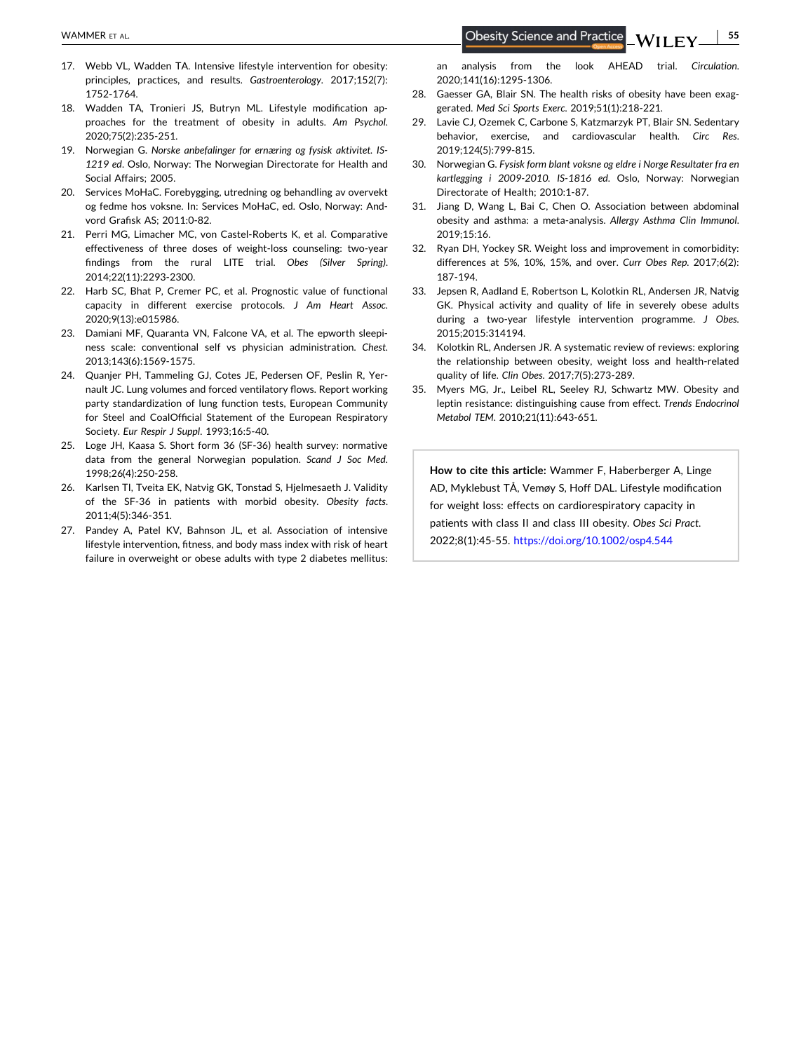17. Webb VL, Wadden TA. Intensive lifestyle intervention for obesity: principles, practices, and results. *Gastroenterology*. 2017;152(7):1752-1764.
18. Wadden TA, Tronieri JS, Butryn ML. Lifestyle modification approaches for the treatment of obesity in adults. *Am Psychol.* 2020;75(2):235-251.
19. Norwegian G. *Norske anbefalinger for ernæring og fysisk aktivitet. IS-1219 ed*. Oslo, Norway: The Norwegian Directorate for Health and Social Affairs; 2005.
20. Services MoHaC. Forebygging, utredning og behandling av overvekt og fedme hos voksne. In: Services MoHaC, ed. Oslo, Norway: Andvord Grafisk AS; 2011:0-82.
21. Perri MG, Limacher MC, von Castel-Roberts K, et al. Comparative effectiveness of three doses of weight-loss counseling: two-year findings from the rural LITE trial. *Obes (Silver Spring)*. 2014;22(11):2293-2300.
22. Harb SC, Bhat P, Cremer PC, et al. Prognostic value of functional capacity in different exercise protocols. *J Am Heart Assoc.* 2020;9(13):e015986.
23. Damiani MF, Quaranta VN, Falcone VA, et al. The epworth sleepiness scale: conventional self vs physician administration. *Chest.* 2013;143(6):1569-1575.
24. Quanjer PH, Tammeling GJ, Cotes JE, Pedersen OF, Peslin R, Yernault JC. Lung volumes and forced ventilatory flows. Report working party standardization of lung function tests, European Community for Steel and CoalOfficial Statement of the European Respiratory Society. *Eur Respir J Suppl*. 1993;16:5-40.
25. Loge JH, Kaasa S. Short form 36 (SF-36) health survey: normative data from the general Norwegian population. *Scand J Soc Med.* 1998;26(4):250-258.
26. Karlsen TI, Tveita EK, Natvig GK, Tonstad S, Hjelmesaeth J. Validity of the SF-36 in patients with morbid obesity. *Obesity facts*. 2011;4(5):346-351.
27. Pandey A, Patel KV, Bahnson JL, et al. Association of intensive lifestyle intervention, fitness, and body mass index with risk of heart failure in overweight or obese adults with type 2 diabetes mellitus: an analysis from the look AHEAD trial. *Circulation*. 2020;141(16):1295-1306.
28. Gaesser GA, Blair SN. The health risks of obesity have been exaggerated. *Med Sci Sports Exerc*. 2019;51(1):218-221.
29. Lavie CJ, Ozemek C, Carbone S, Katzmarzyk PT, Blair SN. Sedentary behavior, exercise, and cardiovascular health. *Circ Res.* 2019;124(5):799-815.
30. Norwegian G. *Fysisk form blant voksne og eldre i Norge Resultater fra en kartlegging i 2009-2010. IS-1816 ed.* Oslo, Norway: Norwegian Directorate of Health; 2010:1-87.
31. Jiang D, Wang L, Bai C, Chen O. Association between abdominal obesity and asthma: a meta-analysis. *Allergy Asthma Clin Immunol*. 2019;15:16.
32. Ryan DH, Yockey SR. Weight loss and improvement in comorbidity: differences at 5%, 10%, 15%, and over. *Curr Obes Rep*. 2017;6(2):187-194.
33. Jepsen R, Aadland E, Robertson L, Kolotkin RL, Andersen JR, Natvig GK. Physical activity and quality of life in severely obese adults during a two-year lifestyle intervention programme. *J Obes*. 2015;2015:314194.
34. Kolotkin RL, Andersen JR. A systematic review of reviews: exploring the relationship between obesity, weight loss and health-related quality of life. *Clin Obes.* 2017;7(5):273-289.
35. Myers MG, Jr., Leibel RL, Seeley RJ, Schwartz MW. Obesity and leptin resistance: distinguishing cause from effect. *Trends Endocrinol Metabol TEM*. 2010;21(11):643-651.

**How to cite this article:** Wammer F, Haberberger A, Linge AD, Myklebust TÅ, Vemøy S, Hoff DAL. Lifestyle modification for weight loss: effects on cardiorespiratory capacity in patients with class II and class III obesity. *Obes Sci Pract*. 2022;8(1):45-55. https://doi.org/10.1002/osp4.544